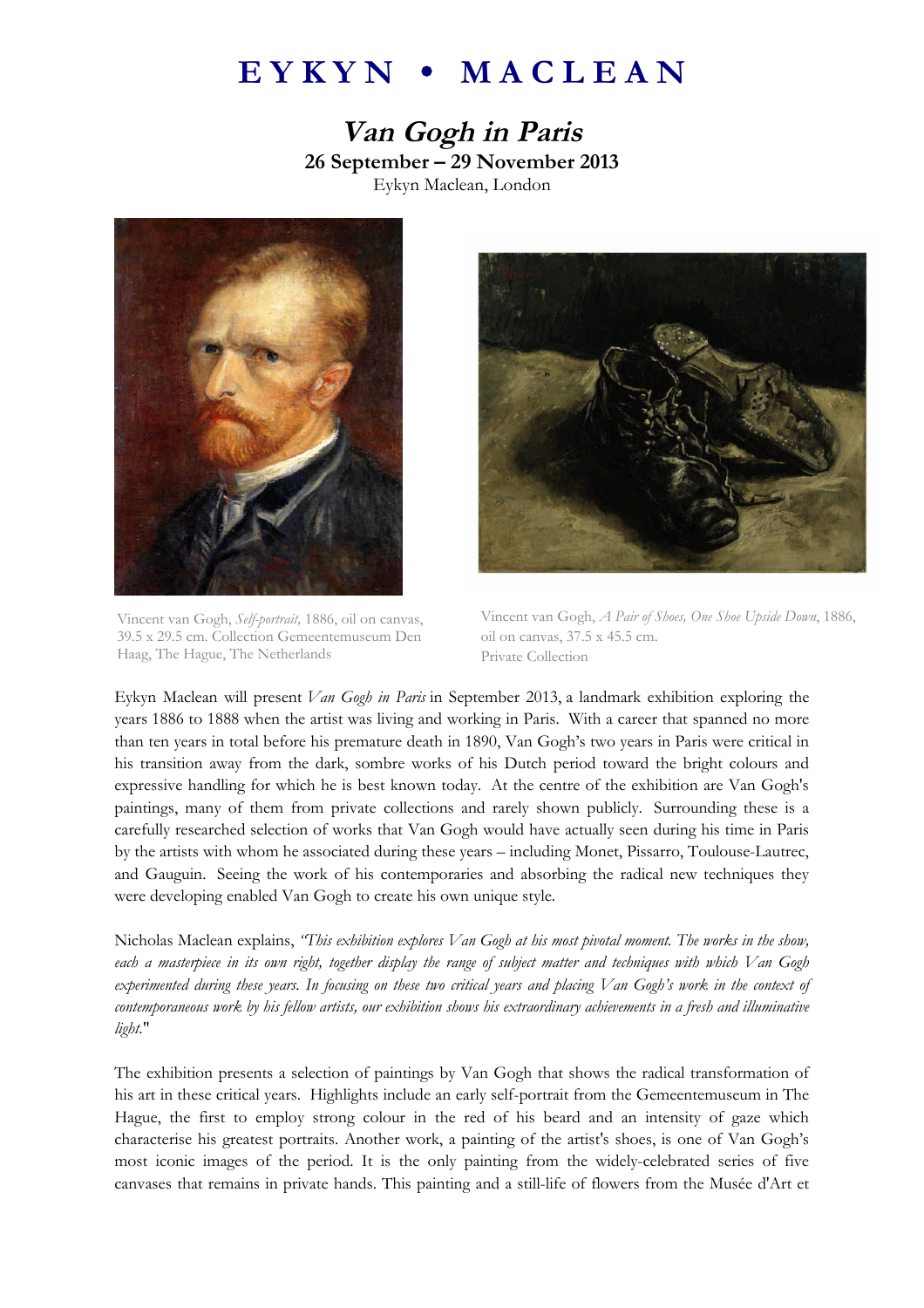# EYKYN • MACLEAN

## *Van Gogh in Paris*

**26 September – 29 November 2013**

Eykyn Maclean, London

Vincent van Gogh, *Self-portrait,* 1886, oil on canvas, 39.5 x 29.5 cm. Collection Gemeentemuseum Den Haag, The Hague, The Netherlands

Vincent van Gogh, *A Pair of Shoes, One Shoe Upside Down*, 1886, oil on canvas, 37.5 x 45.5 cm. Private Collection

Eykyn Maclean will present *Van Gogh in Paris* in September 2013, a landmark exhibition exploring the years 1886 to 1888 when the artist was living and working in Paris. With a career that spanned no more than ten years in total before his premature death in 1890, Van Gogh's two years in Paris were critical in his transition away from the dark, sombre works of his Dutch period toward the bright colours and expressive handling for which he is best known today. At the centre of the exhibition are Van Gogh's paintings, many of them from private collections and rarely shown publicly. Surrounding these is a carefully researched selection of works that Van Gogh would have actually seen during his time in Paris by the artists with whom he associated during these years – including Monet, Pissarro, Toulouse-Lautrec, and Gauguin. Seeing the work of his contemporaries and absorbing the radical new techniques they were developing enabled Van Gogh to create his own unique style.

Nicholas Maclean explains, *"This exhibition explores Van Gogh at his most pivotal moment. The works in the show, each a masterpiece in its own right, together display the range of subject matter and techniques with which Van Gogh experimented during these years. In focusing on these two critical years and placing Van Gogh's work in the context of contemporaneous work by his fellow artists, our exhibition shows his extraordinary achievements in a fresh and illuminative light*."

The exhibition presents a selection of paintings by Van Gogh that shows the radical transformation of his art in these critical years. Highlights include an early self-portrait from the Gemeentemuseum in The Hague, the first to employ strong colour in the red of his beard and an intensity of gaze which characterise his greatest portraits. Another work, a painting of the artist's shoes, is one of Van Gogh's most iconic images of the period. It is the only painting from the widely-celebrated series of five canvases that remains in private hands. This painting and a still-life of flowers from the Musée d'Art et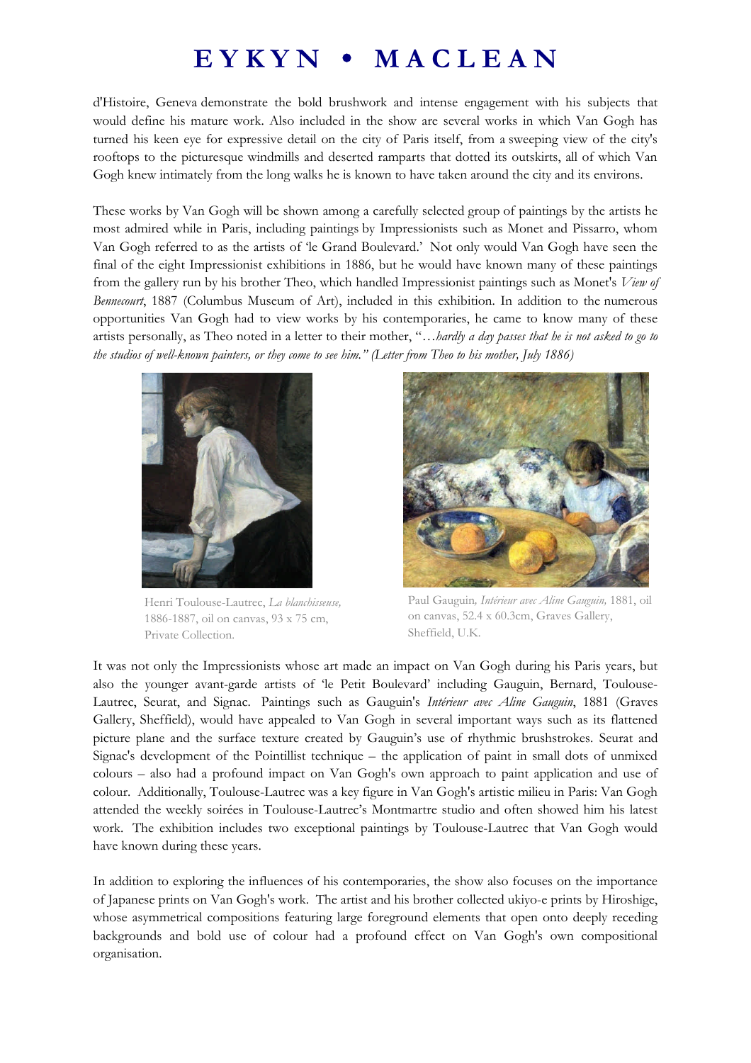d'Histoire, Geneva demonstrate the bold brushwork and intense engagement with his subjects that would define his mature work. Also included in the show are several works in which Van Gogh has turned his keen eye for expressive detail on the city of Paris itself, from a sweeping view of the city's rooftops to the picturesque windmills and deserted ramparts that dotted its outskirts, all of which Van Gogh knew intimately from the long walks he is known to have taken around the city and its environs.

These works by Van Gogh will be shown among a carefully selected group of paintings by the artists he most admired while in Paris, including paintings by Impressionists such as Monet and Pissarro, whom Van Gogh referred to as the artists of 'le Grand Boulevard.' Not only would Van Gogh have seen the final of the eight Impressionist exhibitions in 1886, but he would have known many of these paintings from the gallery run by his brother Theo, which handled Impressionist paintings such as Monet's *View of Bennecourt*, 1887 (Columbus Museum of Art), included in this exhibition. In addition to the numerous opportunities Van Gogh had to view works by his contemporaries, he came to know many of these artists personally, as Theo noted in a letter to their mother, "*…hardly a day passes that he is not asked to go to the studios of well-known painters, or they come to see him." (Letter from Theo to his mother, July 1886)*

Henri Toulouse-Lautrec, *La blanchisseuse,* 1886-1887, oil on canvas, 93 x 75 cm, Private Collection.

Paul Gauguin*, Intérieur avec Aline Gauguin,* 1881, oil on canvas, 52.4 x 60.3cm, Graves Gallery, Sheffield, U.K.

It was not only the Impressionists whose art made an impact on Van Gogh during his Paris years, but also the younger avant-garde artists of 'le Petit Boulevard' including Gauguin, Bernard, Toulouse-Lautrec, Seurat, and Signac. Paintings such as Gauguin's *Intérieur avec Aline Gauguin*, 1881 (Graves Gallery, Sheffield), would have appealed to Van Gogh in several important ways such as its flattened picture plane and the surface texture created by Gauguin's use of rhythmic brushstrokes. Seurat and Signac's development of the Pointillist technique – the application of paint in small dots of unmixed colours – also had a profound impact on Van Gogh's own approach to paint application and use of colour. Additionally, Toulouse-Lautrec was a key figure in Van Gogh's artistic milieu in Paris: Van Gogh attended the weekly soirées in Toulouse-Lautrec's Montmartre studio and often showed him his latest work. The exhibition includes two exceptional paintings by Toulouse-Lautrec that Van Gogh would have known during these years.

In addition to exploring the influences of his contemporaries, the show also focuses on the importance of Japanese prints on Van Gogh's work. The artist and his brother collected ukiyo-e prints by Hiroshige, whose asymmetrical compositions featuring large foreground elements that open onto deeply receding backgrounds and bold use of colour had a profound effect on Van Gogh's own compositional organisation.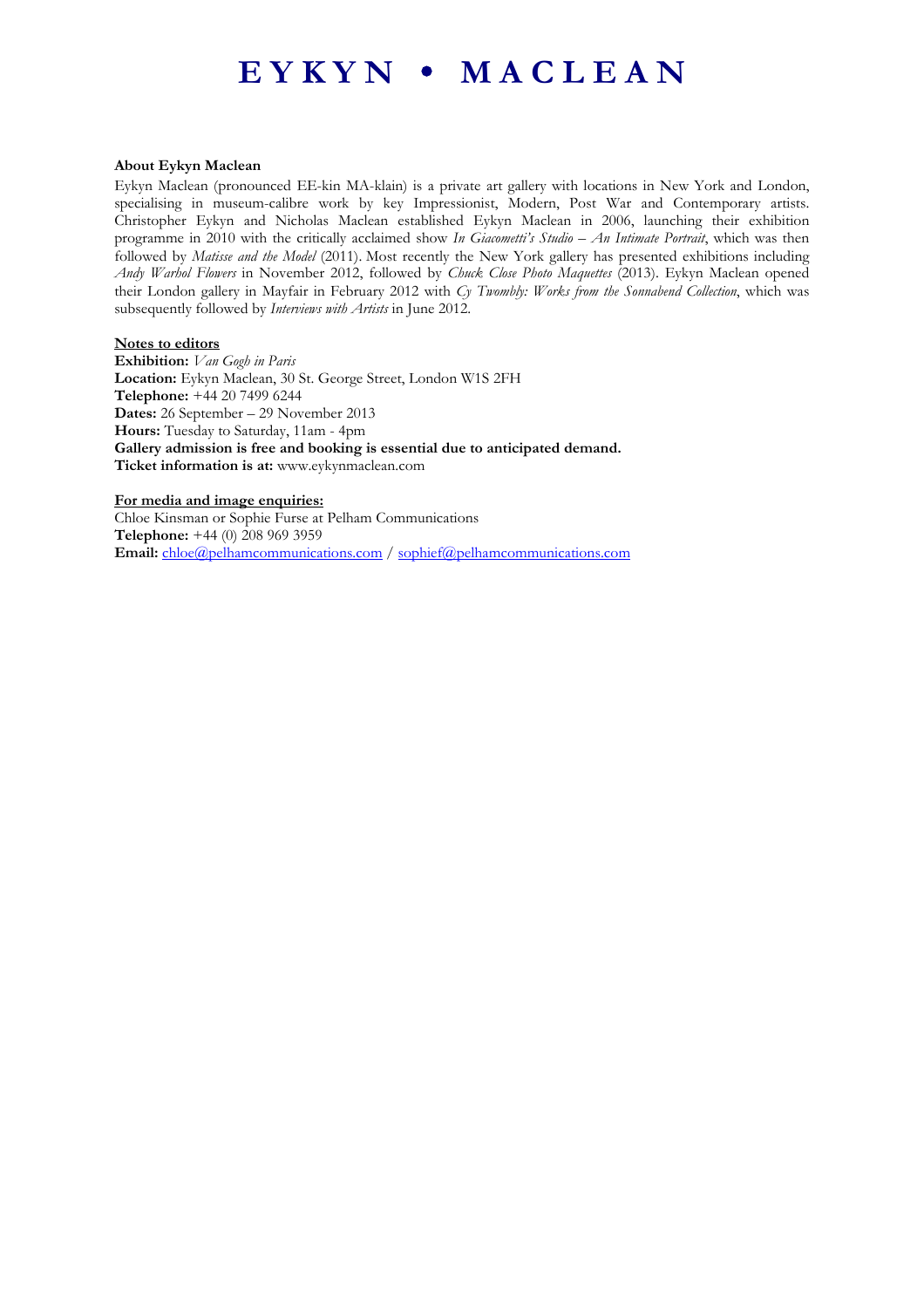# EYKYN • MACLEAN

**About Eykyn Maclean**

Eykyn Maclean (pronounced EE-kin MA-klain) is a private art gallery with locations in New York and London, specialising in museum-calibre work by key Impressionist, Modern, Post War and Contemporary artists. Christopher Eykyn and Nicholas Maclean established Eykyn Maclean in 2006, launching their exhibition programme in 2010 with the critically acclaimed show *In Giacometti's Studio – An Intimate Portrait*, which was then followed by *Matisse and the Model* (2011). Most recently the New York gallery has presented exhibitions including *Andy Warhol Flowers* in November 2012, followed by *Chuck Close Photo Maquettes* (2013). Eykyn Maclean opened their London gallery in Mayfair in February 2012 with *Cy Twombly: Works from the Sonnabend Collection*, which was subsequently followed by *Interviews with Artists* in June 2012.

**Notes to editors**

**Exhibition:** *Van Gogh in Paris*
**Location:** Eykyn Maclean, 30 St. George Street, London W1S 2FH
**Telephone:** +44 20 7499 6244
**Dates:** 26 September – 29 November 2013
**Hours:** Tuesday to Saturday, 11am - 4pm
**Gallery admission is free and booking is essential due to anticipated demand.**
**Ticket information is at:** www.eykynmaclean.com

**For media and image enquiries:**

Chloe Kinsman or Sophie Furse at Pelham Communications
**Telephone:** +44 (0) 208 969 3959
**Email:** chloe@pelhamcommunications.com / sophief@pelhamcommunications.com